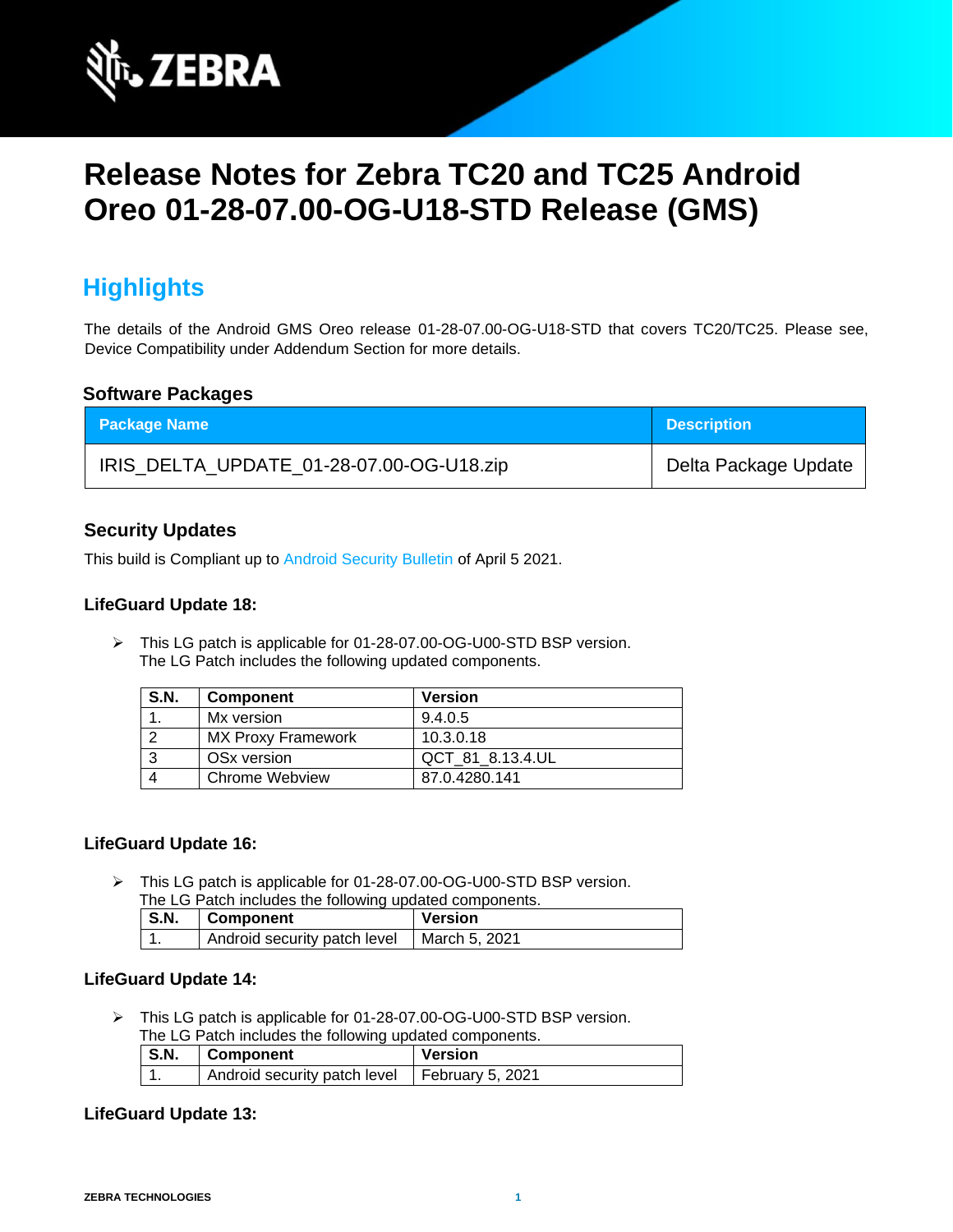# Release Notes for Zebra TC20 and TC25 Android Oreo 01-28-07.00-OG-U18-STD Release (GMS)

## Highlights

The details of the Android GMS Oreo release 01-28-07.00-OG-U18-STD that covers TC20/TC25. Please see, Device Compatibility under Addendum Section for more details.

### Software Packages

| Package Name | Description |
|---|---|
| IRIS_DELTA_UPDATE_01-28-07.00-OG-U18.zip | Delta Package Update |

### Security Updates

This build is Compliant up to Android Security Bulletin of April 5 2021.

### LifeGuard Update 18:

➢ This LG patch is applicable for 01-28-07.00-OG-U00-STD BSP version.
The LG Patch includes the following updated components.

| S.N. | Component | Version |
|---|---|---|
| 1. | Mx version | 9.4.0.5 |
| 2 | MX Proxy Framework | 10.3.0.18 |
| 3 | OSx version | QCT_81_8.13.4.UL |
| 4 | Chrome Webview | 87.0.4280.141 |

### LifeGuard Update 16:

➢ This LG patch is applicable for 01-28-07.00-OG-U00-STD BSP version.
The LG Patch includes the following updated components.

| S.N. | Component | Version |
|---|---|---|
| 1. | Android security patch level | March 5, 2021 |

### LifeGuard Update 14:

➢ This LG patch is applicable for 01-28-07.00-OG-U00-STD BSP version.
The LG Patch includes the following updated components.

| S.N. | Component | Version |
|---|---|---|
| 1. | Android security patch level | February 5, 2021 |

### LifeGuard Update 13: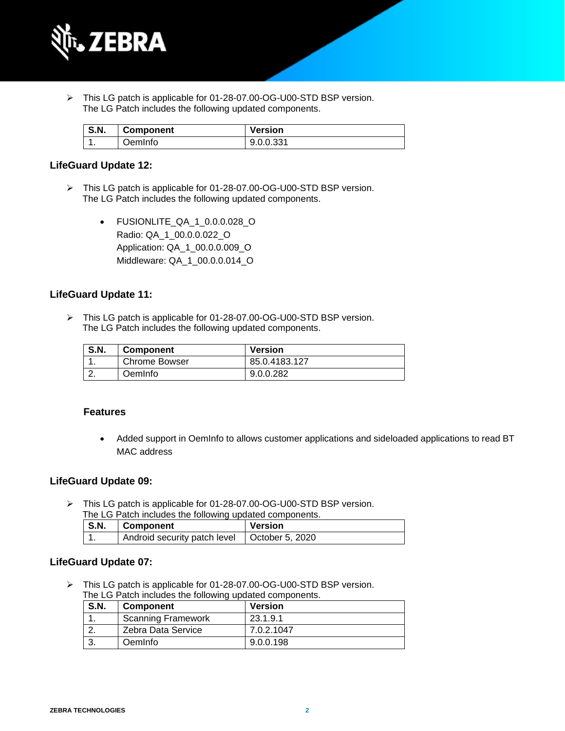- This LG patch is applicable for 01-28-07.00-OG-U00-STD BSP version. The LG Patch includes the following updated components.

| S.N. | Component | Version |
|---|---|---|
| 1. | OemInfo | 9.0.0.331 |

### LifeGuard Update 12:

- This LG patch is applicable for 01-28-07.00-OG-U00-STD BSP version. The LG Patch includes the following updated components.

  - FUSIONLITE_QA_1_0.0.0.028_O
    Radio: QA_1_00.0.0.022_O
    Application: QA_1_00.0.0.009_O
    Middleware: QA_1_00.0.0.014_O

### LifeGuard Update 11:

- This LG patch is applicable for 01-28-07.00-OG-U00-STD BSP version. The LG Patch includes the following updated components.

| S.N. | Component | Version |
|---|---|---|
| 1. | Chrome Bowser | 85.0.4183.127 |
| 2. | OemInfo | 9.0.0.282 |

#### Features

- Added support in OemInfo to allows customer applications and sideloaded applications to read BT MAC address

### LifeGuard Update 09:

- This LG patch is applicable for 01-28-07.00-OG-U00-STD BSP version. The LG Patch includes the following updated components.

| S.N. | Component | Version |
|---|---|---|
| 1. | Android security patch level | October 5, 2020 |

### LifeGuard Update 07:

- This LG patch is applicable for 01-28-07.00-OG-U00-STD BSP version. The LG Patch includes the following updated components.

| S.N. | Component | Version |
|---|---|---|
| 1. | Scanning Framework | 23.1.9.1 |
| 2. | Zebra Data Service | 7.0.2.1047 |
| 3. | OemInfo | 9.0.0.198 |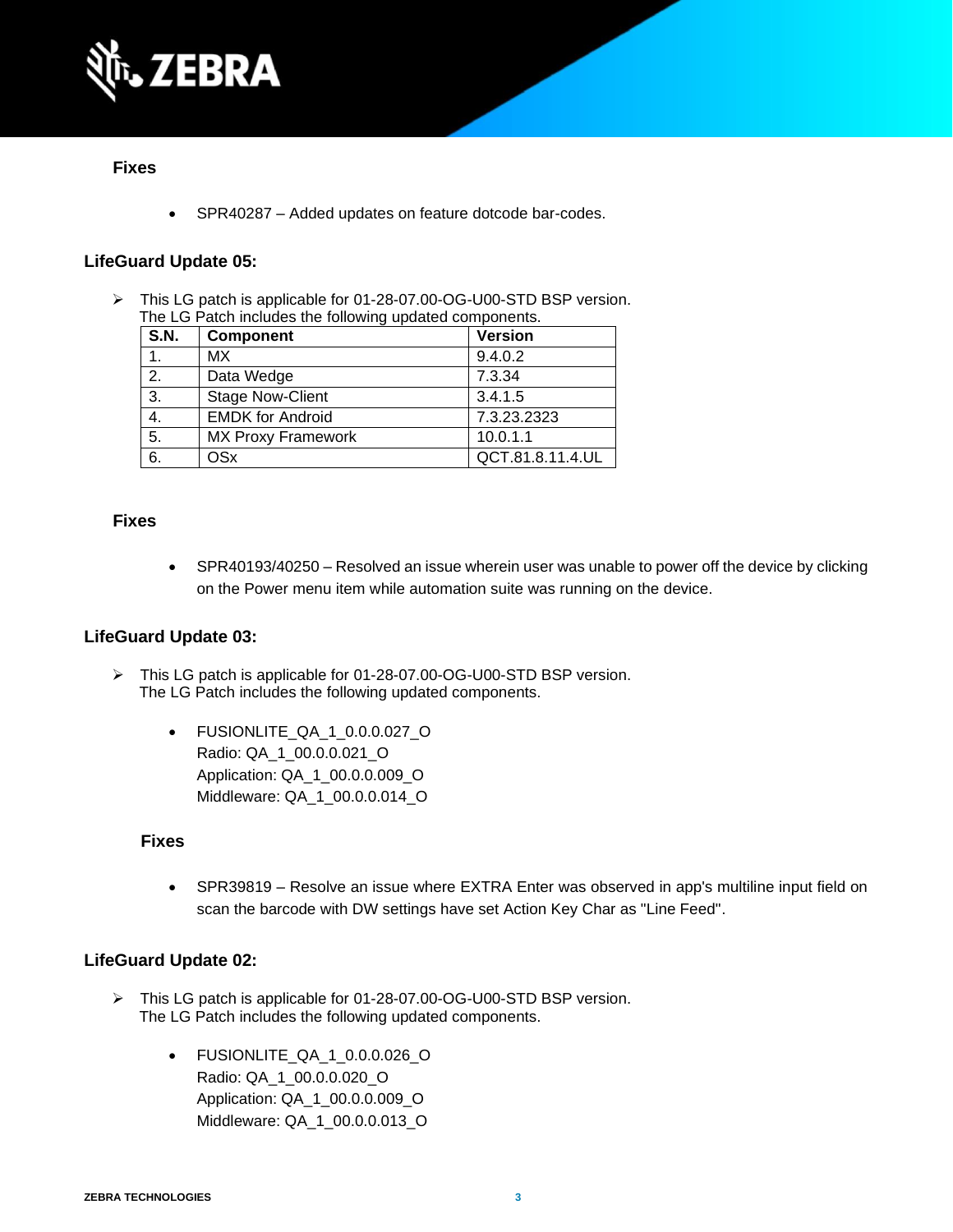### Fixes

- SPR40287 – Added updates on feature dotcode bar-codes.

### LifeGuard Update 05:

➢ This LG patch is applicable for 01-28-07.00-OG-U00-STD BSP version.
The LG Patch includes the following updated components.

| S.N. | Component | Version |
|---|---|---|
| 1. | MX | 9.4.0.2 |
| 2. | Data Wedge | 7.3.34 |
| 3. | Stage Now-Client | 3.4.1.5 |
| 4. | EMDK for Android | 7.3.23.2323 |
| 5. | MX Proxy Framework | 10.0.1.1 |
| 6. | OSx | QCT.81.8.11.4.UL |

### Fixes

- SPR40193/40250 – Resolved an issue wherein user was unable to power off the device by clicking on the Power menu item while automation suite was running on the device.

### LifeGuard Update 03:

➢ This LG patch is applicable for 01-28-07.00-OG-U00-STD BSP version.
The LG Patch includes the following updated components.

- FUSIONLITE_QA_1_0.0.0.027_O
  Radio: QA_1_00.0.0.021_O
  Application: QA_1_00.0.0.009_O
  Middleware: QA_1_00.0.0.014_O

### Fixes

- SPR39819 – Resolve an issue where EXTRA Enter was observed in app's multiline input field on scan the barcode with DW settings have set Action Key Char as "Line Feed".

### LifeGuard Update 02:

➢ This LG patch is applicable for 01-28-07.00-OG-U00-STD BSP version.
The LG Patch includes the following updated components.

- FUSIONLITE_QA_1_0.0.0.026_O
  Radio: QA_1_00.0.0.020_O
  Application: QA_1_00.0.0.009_O
  Middleware: QA_1_00.0.0.013_O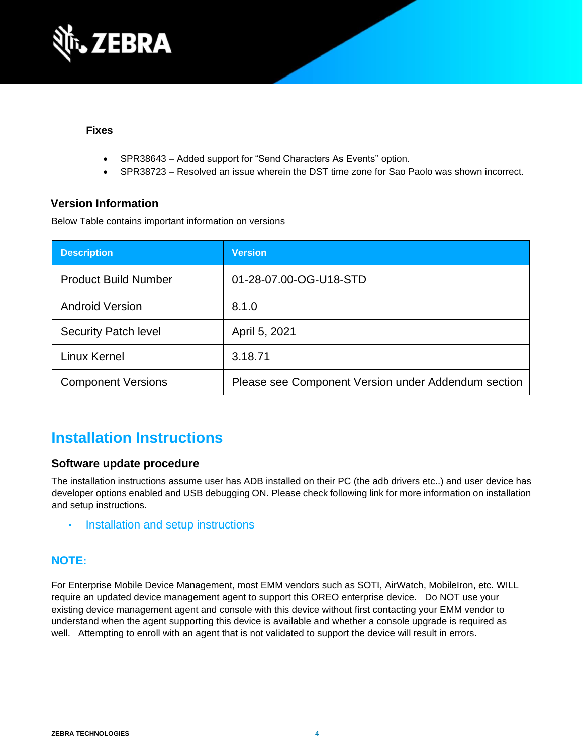### Fixes

- SPR38643 – Added support for “Send Characters As Events” option.
- SPR38723 – Resolved an issue wherein the DST time zone for Sao Paolo was shown incorrect.

## Version Information

Below Table contains important information on versions

| Description | Version |
|---|---|
| Product Build Number | 01-28-07.00-OG-U18-STD |
| Android Version | 8.1.0 |
| Security Patch level | April 5, 2021 |
| Linux Kernel | 3.18.71 |
| Component Versions | Please see Component Version under Addendum section |

# Installation Instructions

## Software update procedure

The installation instructions assume user has ADB installed on their PC (the adb drivers etc..) and user device has developer options enabled and USB debugging ON. Please check following link for more information on installation and setup instructions.

- Installation and setup instructions

## NOTE:

For Enterprise Mobile Device Management, most EMM vendors such as SOTI, AirWatch, MobileIron, etc. WILL require an updated device management agent to support this OREO enterprise device. Do NOT use your existing device management agent and console with this device without first contacting your EMM vendor to understand when the agent supporting this device is available and whether a console upgrade is required as well. Attempting to enroll with an agent that is not validated to support the device will result in errors.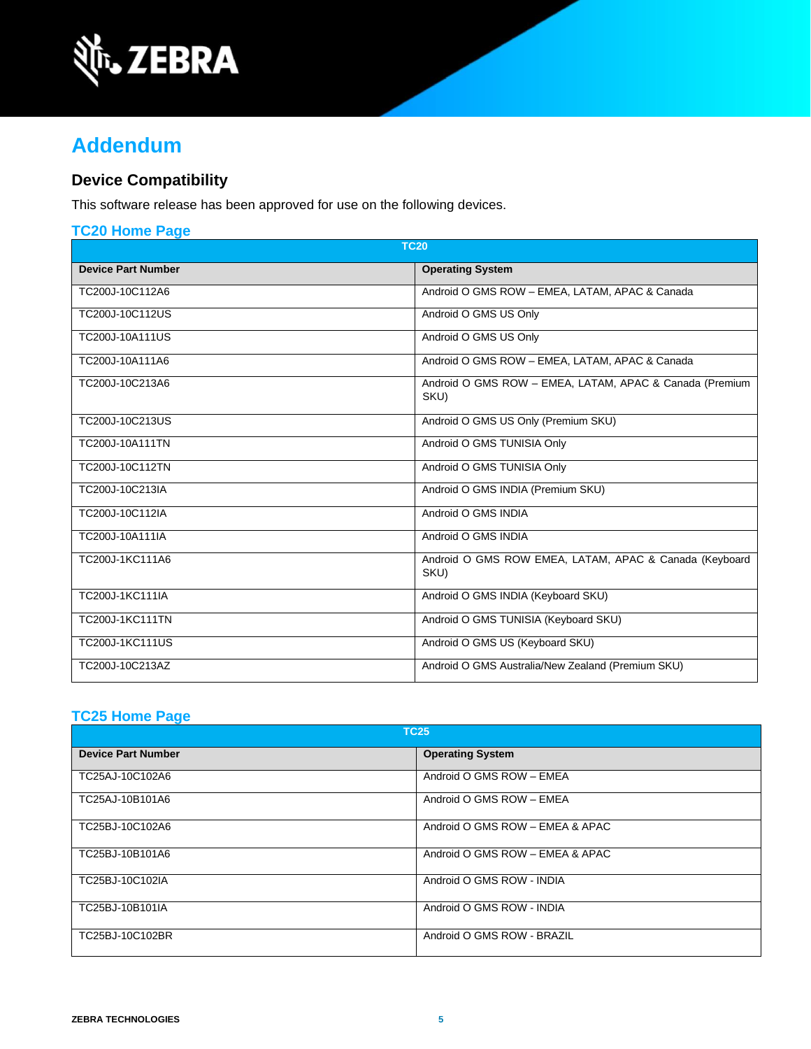# Addendum

## Device Compatibility

This software release has been approved for use on the following devices.

### TC20 Home Page

| TC20 | |
|---|---|
| **Device Part Number** | **Operating System** |
| TC200J-10C112A6 | Android O GMS ROW – EMEA, LATAM, APAC & Canada |
| TC200J-10C112US | Android O GMS US Only |
| TC200J-10A111US | Android O GMS US Only |
| TC200J-10A111A6 | Android O GMS ROW – EMEA, LATAM, APAC & Canada |
| TC200J-10C213A6 | Android O GMS ROW – EMEA, LATAM, APAC & Canada (Premium SKU) |
| TC200J-10C213US | Android O GMS US Only (Premium SKU) |
| TC200J-10A111TN | Android O GMS TUNISIA Only |
| TC200J-10C112TN | Android O GMS TUNISIA Only |
| TC200J-10C213IA | Android O GMS INDIA (Premium SKU) |
| TC200J-10C112IA | Android O GMS INDIA |
| TC200J-10A111IA | Android O GMS INDIA |
| TC200J-1KC111A6 | Android O GMS ROW EMEA, LATAM, APAC & Canada (Keyboard SKU) |
| TC200J-1KC111IA | Android O GMS INDIA (Keyboard SKU) |
| TC200J-1KC111TN | Android O GMS TUNISIA (Keyboard SKU) |
| TC200J-1KC111US | Android O GMS US (Keyboard SKU) |
| TC200J-10C213AZ | Android O GMS Australia/New Zealand (Premium SKU) |

### TC25 Home Page

| TC25 | |
|---|---|
| **Device Part Number** | **Operating System** |
| TC25AJ-10C102A6 | Android O GMS ROW – EMEA |
| TC25AJ-10B101A6 | Android O GMS ROW – EMEA |
| TC25BJ-10C102A6 | Android O GMS ROW – EMEA & APAC |
| TC25BJ-10B101A6 | Android O GMS ROW – EMEA & APAC |
| TC25BJ-10C102IA | Android O GMS ROW - INDIA |
| TC25BJ-10B101IA | Android O GMS ROW - INDIA |
| TC25BJ-10C102BR | Android O GMS ROW - BRAZIL |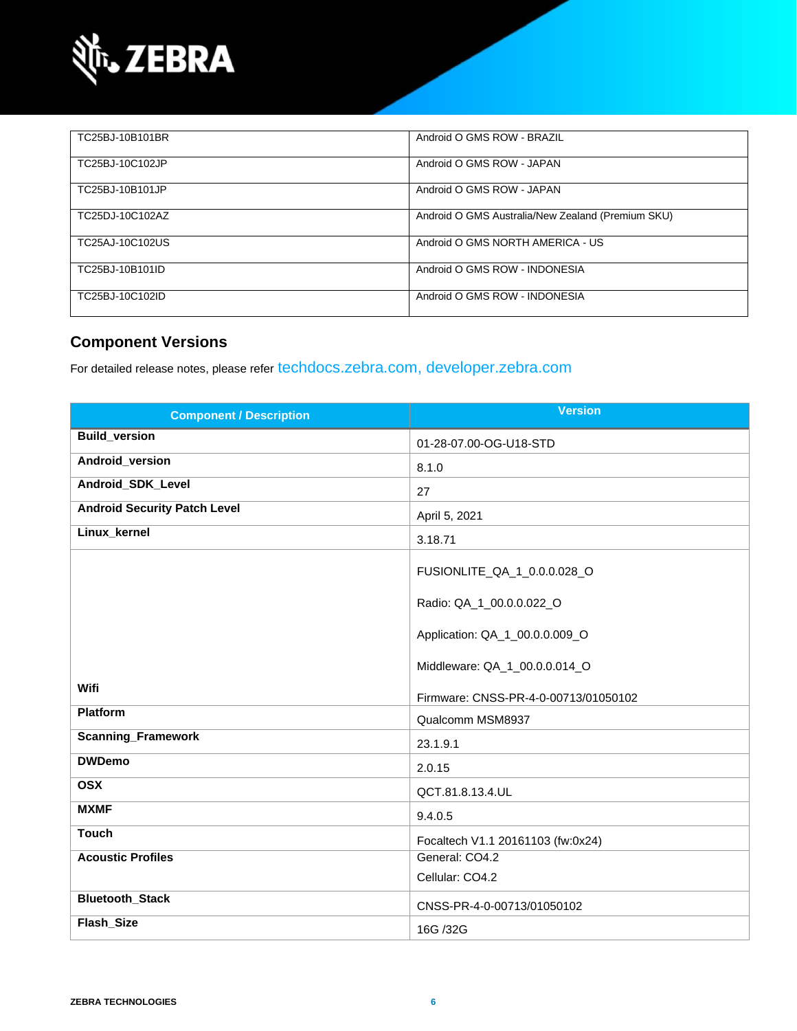| | |
|---|---|
| TC25BJ-10B101BR | Android O GMS ROW - BRAZIL |
| TC25BJ-10C102JP | Android O GMS ROW - JAPAN |
| TC25BJ-10B101JP | Android O GMS ROW - JAPAN |
| TC25DJ-10C102AZ | Android O GMS Australia/New Zealand (Premium SKU) |
| TC25AJ-10C102US | Android O GMS NORTH AMERICA - US |
| TC25BJ-10B101ID | Android O GMS ROW - INDONESIA |
| TC25BJ-10C102ID | Android O GMS ROW - INDONESIA |

## Component Versions

For detailed release notes, please refer techdocs.zebra.com, developer.zebra.com

| Component / Description | Version |
|---|---|
| **Build_version** | 01-28-07.00-OG-U18-STD |
| **Android_version** | 8.1.0 |
| **Android_SDK_Level** | 27 |
| **Android Security Patch Level** | April 5, 2021 |
| **Linux_kernel** | 3.18.71 |
| **Wifi** | FUSIONLITE_QA_1_0.0.0.028_O<br><br>Radio: QA_1_00.0.0.022_O<br><br>Application: QA_1_00.0.0.009_O<br><br>Middleware: QA_1_00.0.0.014_O<br><br>Firmware: CNSS-PR-4-0-00713/01050102 |
| **Platform** | Qualcomm MSM8937 |
| **Scanning_Framework** | 23.1.9.1 |
| **DWDemo** | 2.0.15 |
| **OSX** | QCT.81.8.13.4.UL |
| **MXMF** | 9.4.0.5 |
| **Touch** | Focaltech V1.1 20161103 (fw:0x24) |
| **Acoustic Profiles** | General: CO4.2<br>Cellular: CO4.2 |
| **Bluetooth_Stack** | CNSS-PR-4-0-00713/01050102 |
| **Flash_Size** | 16G /32G |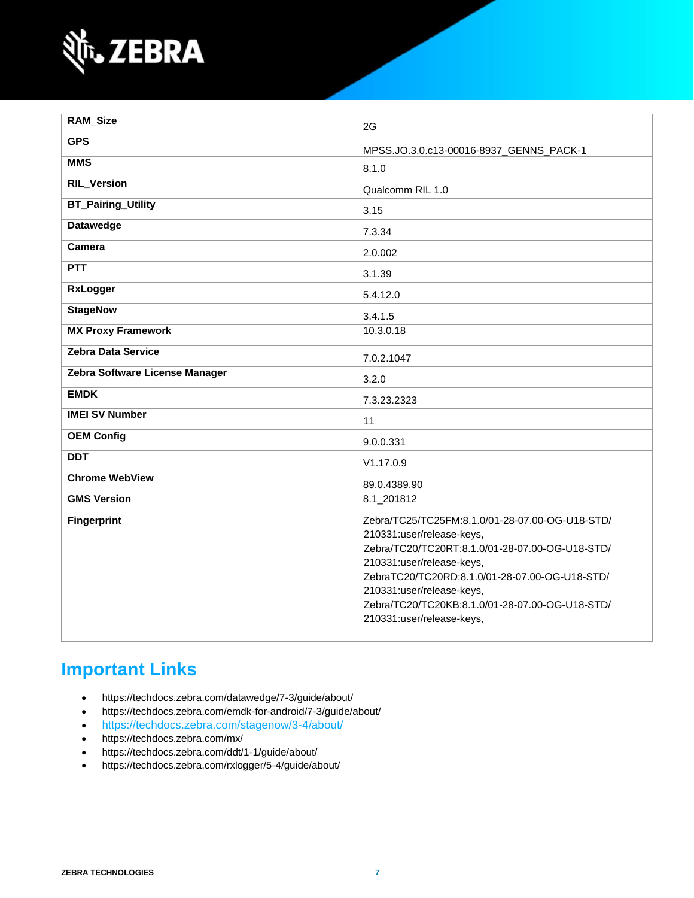| | |
|---|---|
| **RAM_Size** | 2G |
| **GPS** | MPSS.JO.3.0.c13-00016-8937_GENNS_PACK-1 |
| **MMS** | 8.1.0 |
| **RIL_Version** | Qualcomm RIL 1.0 |
| **BT_Pairing_Utility** | 3.15 |
| **Datawedge** | 7.3.34 |
| **Camera** | 2.0.002 |
| **PTT** | 3.1.39 |
| **RxLogger** | 5.4.12.0 |
| **StageNow** | 3.4.1.5 |
| **MX Proxy Framework** | 10.3.0.18 |
| **Zebra Data Service** | 7.0.2.1047 |
| **Zebra Software License Manager** | 3.2.0 |
| **EMDK** | 7.3.23.2323 |
| **IMEI SV Number** | 11 |
| **OEM Config** | 9.0.0.331 |
| **DDT** | V1.17.0.9 |
| **Chrome WebView** | 89.0.4389.90 |
| **GMS Version** | 8.1_201812 |
| **Fingerprint** | Zebra/TC25/TC25FM:8.1.0/01-28-07.00-OG-U18-STD/210331:user/release-keys, Zebra/TC20/TC20RT:8.1.0/01-28-07.00-OG-U18-STD/210331:user/release-keys, ZebraTC20/TC20RD:8.1.0/01-28-07.00-OG-U18-STD/210331:user/release-keys, Zebra/TC20/TC20KB:8.1.0/01-28-07.00-OG-U18-STD/210331:user/release-keys, |

## Important Links

- https://techdocs.zebra.com/datawedge/7-3/guide/about/
- https://techdocs.zebra.com/emdk-for-android/7-3/guide/about/
- https://techdocs.zebra.com/stagenow/3-4/about/
- https://techdocs.zebra.com/mx/
- https://techdocs.zebra.com/ddt/1-1/guide/about/
- https://techdocs.zebra.com/rxlogger/5-4/guide/about/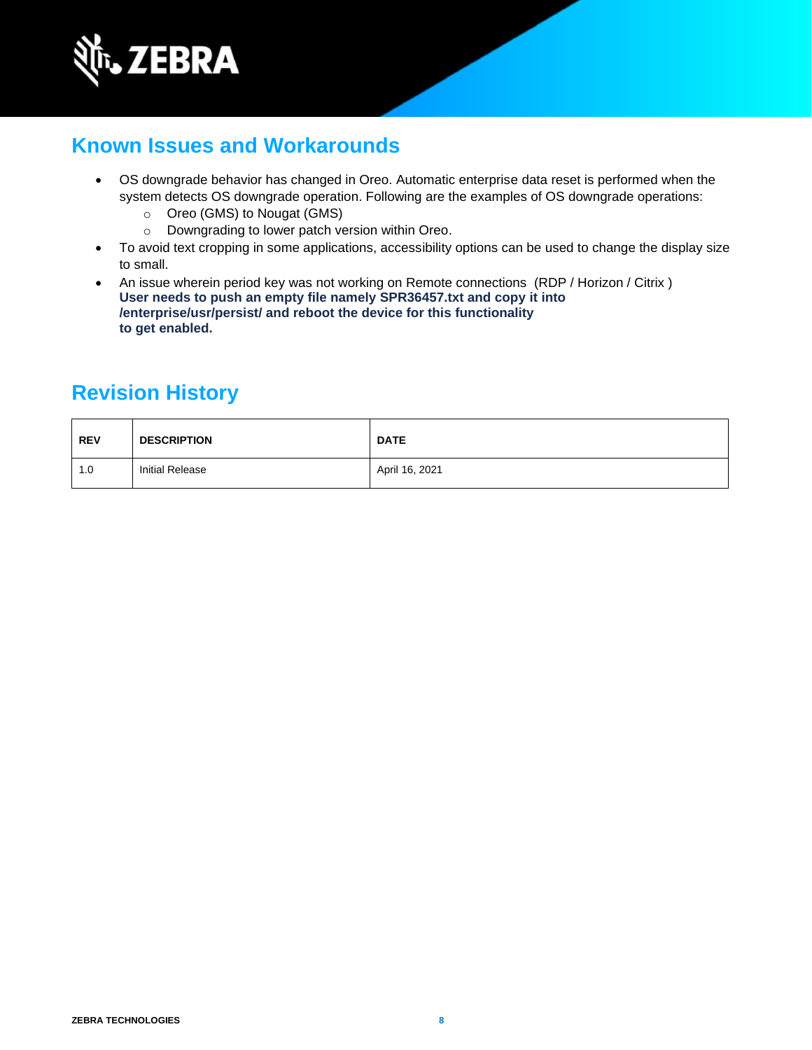## Known Issues and Workarounds

- OS downgrade behavior has changed in Oreo. Automatic enterprise data reset is performed when the system detects OS downgrade operation. Following are the examples of OS downgrade operations:
  - Oreo (GMS) to Nougat (GMS)
  - Downgrading to lower patch version within Oreo.
- To avoid text cropping in some applications, accessibility options can be used to change the display size to small.
- An issue wherein period key was not working on Remote connections (RDP / Horizon / Citrix )
  **User needs to push an empty file namely SPR36457.txt and copy it into /enterprise/usr/persist/ and reboot the device for this functionality to get enabled.**

## Revision History

| REV | DESCRIPTION | DATE |
|---|---|---|
| 1.0 | Initial Release | April 16, 2021 |